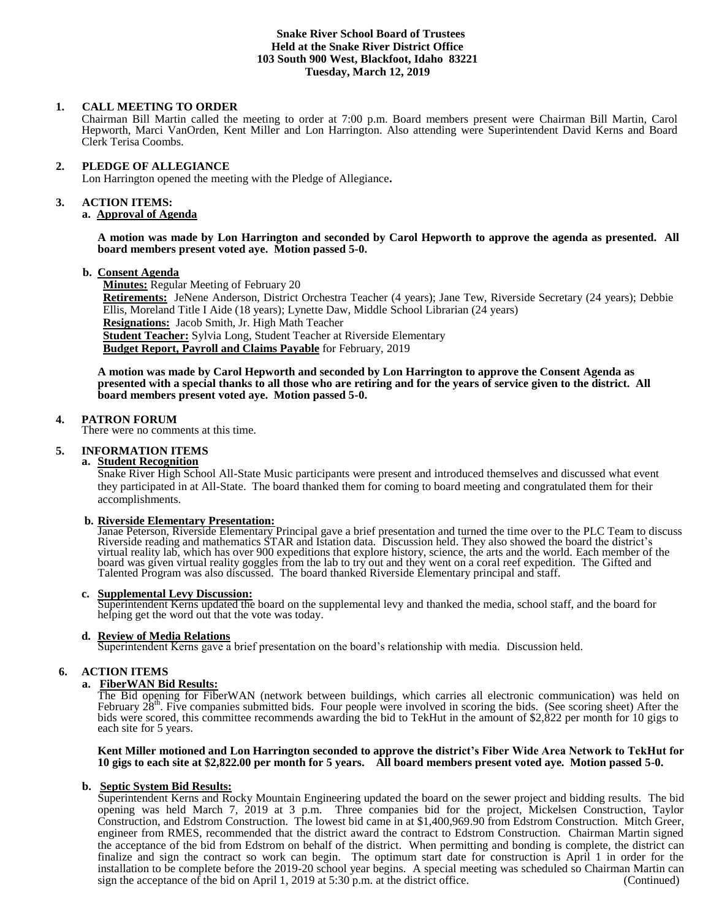**Snake River School Board of Trustees**
**Held at the Snake River District Office**
**103 South 900 West, Blackfoot, Idaho 83221**
**Tuesday, March 12, 2019**

**1. CALL MEETING TO ORDER**

Chairman Bill Martin called the meeting to order at 7:00 p.m. Board members present were Chairman Bill Martin, Carol Hepworth, Marci VanOrden, Kent Miller and Lon Harrington. Also attending were Superintendent David Kerns and Board Clerk Terisa Coombs.

**2. PLEDGE OF ALLEGIANCE**

Lon Harrington opened the meeting with the Pledge of Allegiance**.**

**3. ACTION ITEMS:**

**a. Approval of Agenda**

**A motion was made by Lon Harrington and seconded by Carol Hepworth to approve the agenda as presented. All board members present voted aye. Motion passed 5-0.**

**b. Consent Agenda**

**Minutes:** Regular Meeting of February 20
**Retirements:** JeNene Anderson, District Orchestra Teacher (4 years); Jane Tew, Riverside Secretary (24 years); Debbie Ellis, Moreland Title I Aide (18 years); Lynette Daw, Middle School Librarian (24 years)
**Resignations:** Jacob Smith, Jr. High Math Teacher
**Student Teacher:** Sylvia Long, Student Teacher at Riverside Elementary
**Budget Report, Payroll and Claims Payable** for February, 2019

**A motion was made by Carol Hepworth and seconded by Lon Harrington to approve the Consent Agenda as presented with a special thanks to all those who are retiring and for the years of service given to the district. All board members present voted aye. Motion passed 5-0.**

**4. PATRON FORUM**

There were no comments at this time.

**5. INFORMATION ITEMS**

**a. Student Recognition**

Snake River High School All-State Music participants were present and introduced themselves and discussed what event they participated in at All-State. The board thanked them for coming to board meeting and congratulated them for their accomplishments.

**b. Riverside Elementary Presentation:**

Janae Peterson, Riverside Elementary Principal gave a brief presentation and turned the time over to the PLC Team to discuss Riverside reading and mathematics STAR and Istation data. Discussion held. They also showed the board the district's virtual reality lab, which has over 900 expeditions that explore history, science, the arts and the world. Each member of the board was given virtual reality goggles from the lab to try out and they went on a coral reef expedition. The Gifted and Talented Program was also discussed. The board thanked Riverside Elementary principal and staff.

**c. Supplemental Levy Discussion:**

Superintendent Kerns updated the board on the supplemental levy and thanked the media, school staff, and the board for helping get the word out that the vote was today.

**d. Review of Media Relations**

Superintendent Kerns gave a brief presentation on the board's relationship with media. Discussion held.

**6. ACTION ITEMS**

**a. FiberWAN Bid Results:**

The Bid opening for FiberWAN (network between buildings, which carries all electronic communication) was held on February 28th. Five companies submitted bids. Four people were involved in scoring the bids. (See scoring sheet) After the bids were scored, this committee recommends awarding the bid to TekHut in the amount of $2,822 per month for 10 gigs to each site for 5 years.

**Kent Miller motioned and Lon Harrington seconded to approve the district's Fiber Wide Area Network to TekHut for 10 gigs to each site at $2,822.00 per month for 5 years. All board members present voted aye. Motion passed 5-0.**

**b. Septic System Bid Results:**

Superintendent Kerns and Rocky Mountain Engineering updated the board on the sewer project and bidding results. The bid opening was held March 7, 2019 at 3 p.m. Three companies bid for the project, Mickelsen Construction, Taylor Construction, and Edstrom Construction. The lowest bid came in at $1,400,969.90 from Edstrom Construction. Mitch Greer, engineer from RMES, recommended that the district award the contract to Edstrom Construction. Chairman Martin signed the acceptance of the bid from Edstrom on behalf of the district. When permitting and bonding is complete, the district can finalize and sign the contract so work can begin. The optimum start date for construction is April 1 in order for the installation to be complete before the 2019-20 school year begins. A special meeting was scheduled so Chairman Martin can sign the acceptance of the bid on April 1, 2019 at 5:30 p.m. at the district office. (Continued)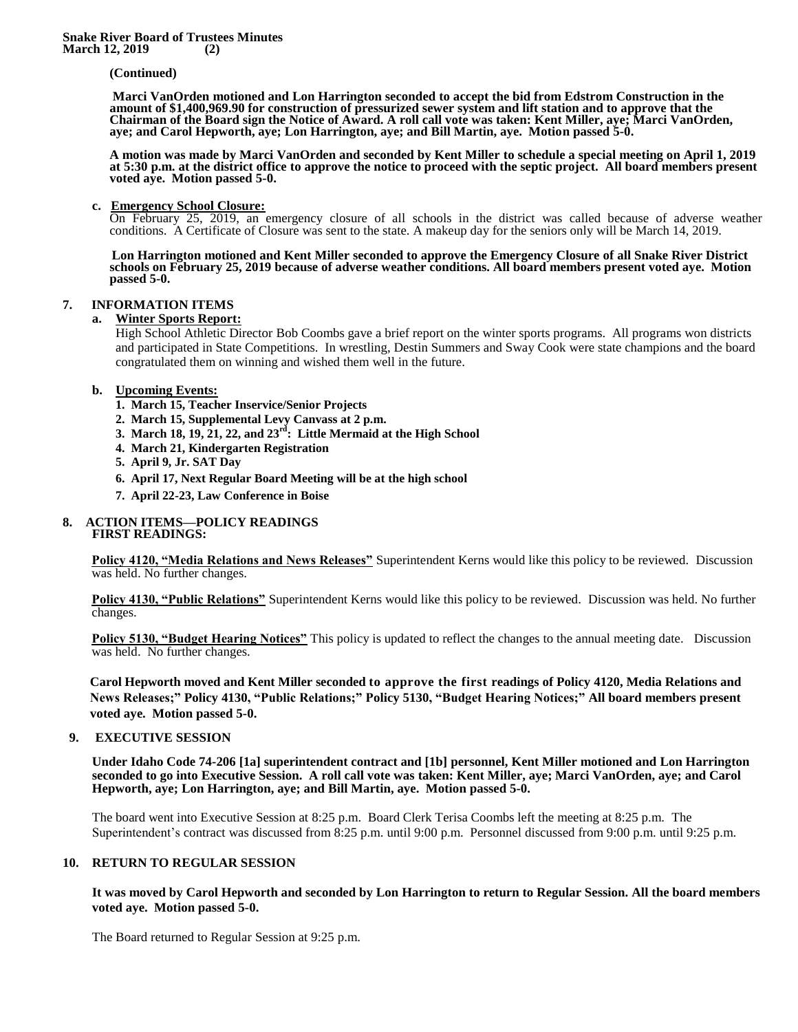**(Continued)**

**Marci VanOrden motioned and Lon Harrington seconded to accept the bid from Edstrom Construction in the amount of $1,400,969.90 for construction of pressurized sewer system and lift station and to approve that the Chairman of the Board sign the Notice of Award. A roll call vote was taken: Kent Miller, aye; Marci VanOrden, aye; and Carol Hepworth, aye; Lon Harrington, aye; and Bill Martin, aye. Motion passed 5-0.**

**A motion was made by Marci VanOrden and seconded by Kent Miller to schedule a special meeting on April 1, 2019 at 5:30 p.m. at the district office to approve the notice to proceed with the septic project. All board members present voted aye. Motion passed 5-0.**

c. **Emergency School Closure:**
On February 25, 2019, an emergency closure of all schools in the district was called because of adverse weather conditions. A Certificate of Closure was sent to the state. A makeup day for the seniors only will be March 14, 2019.

**Lon Harrington motioned and Kent Miller seconded to approve the Emergency Closure of all Snake River District schools on February 25, 2019 because of adverse weather conditions. All board members present voted aye. Motion passed 5-0.**

## 7. INFORMATION ITEMS

a. **Winter Sports Report:**
High School Athletic Director Bob Coombs gave a brief report on the winter sports programs. All programs won districts and participated in State Competitions. In wrestling, Destin Summers and Sway Cook were state champions and the board congratulated them on winning and wished them well in the future.

b. **Upcoming Events:**

1. **March 15, Teacher Inservice/Senior Projects**
2. **March 15, Supplemental Levy Canvass at 2 p.m.**
3. **March 18, 19, 21, 22, and 23rd: Little Mermaid at the High School**
4. **March 21, Kindergarten Registration**
5. **April 9, Jr. SAT Day**
6. **April 17, Next Regular Board Meeting will be at the high school**
7. **April 22-23, Law Conference in Boise**

## 8. ACTION ITEMS—POLICY READINGS
**FIRST READINGS:**

**Policy 4120, "Media Relations and News Releases"** Superintendent Kerns would like this policy to be reviewed. Discussion was held. No further changes.

**Policy 4130, "Public Relations"** Superintendent Kerns would like this policy to be reviewed. Discussion was held. No further changes.

**Policy 5130, "Budget Hearing Notices"** This policy is updated to reflect the changes to the annual meeting date. Discussion was held. No further changes.

**Carol Hepworth moved and Kent Miller seconded to approve the first readings of Policy 4120, Media Relations and News Releases;" Policy 4130, "Public Relations;" Policy 5130, "Budget Hearing Notices;" All board members present voted aye. Motion passed 5-0.**

## 9. EXECUTIVE SESSION

**Under Idaho Code 74-206 [1a] superintendent contract and [1b] personnel, Kent Miller motioned and Lon Harrington seconded to go into Executive Session. A roll call vote was taken: Kent Miller, aye; Marci VanOrden, aye; and Carol Hepworth, aye; Lon Harrington, aye; and Bill Martin, aye. Motion passed 5-0.**

The board went into Executive Session at 8:25 p.m. Board Clerk Terisa Coombs left the meeting at 8:25 p.m. The Superintendent's contract was discussed from 8:25 p.m. until 9:00 p.m. Personnel discussed from 9:00 p.m. until 9:25 p.m.

## 10. RETURN TO REGULAR SESSION

**It was moved by Carol Hepworth and seconded by Lon Harrington to return to Regular Session. All the board members voted aye. Motion passed 5-0.**

The Board returned to Regular Session at 9:25 p.m.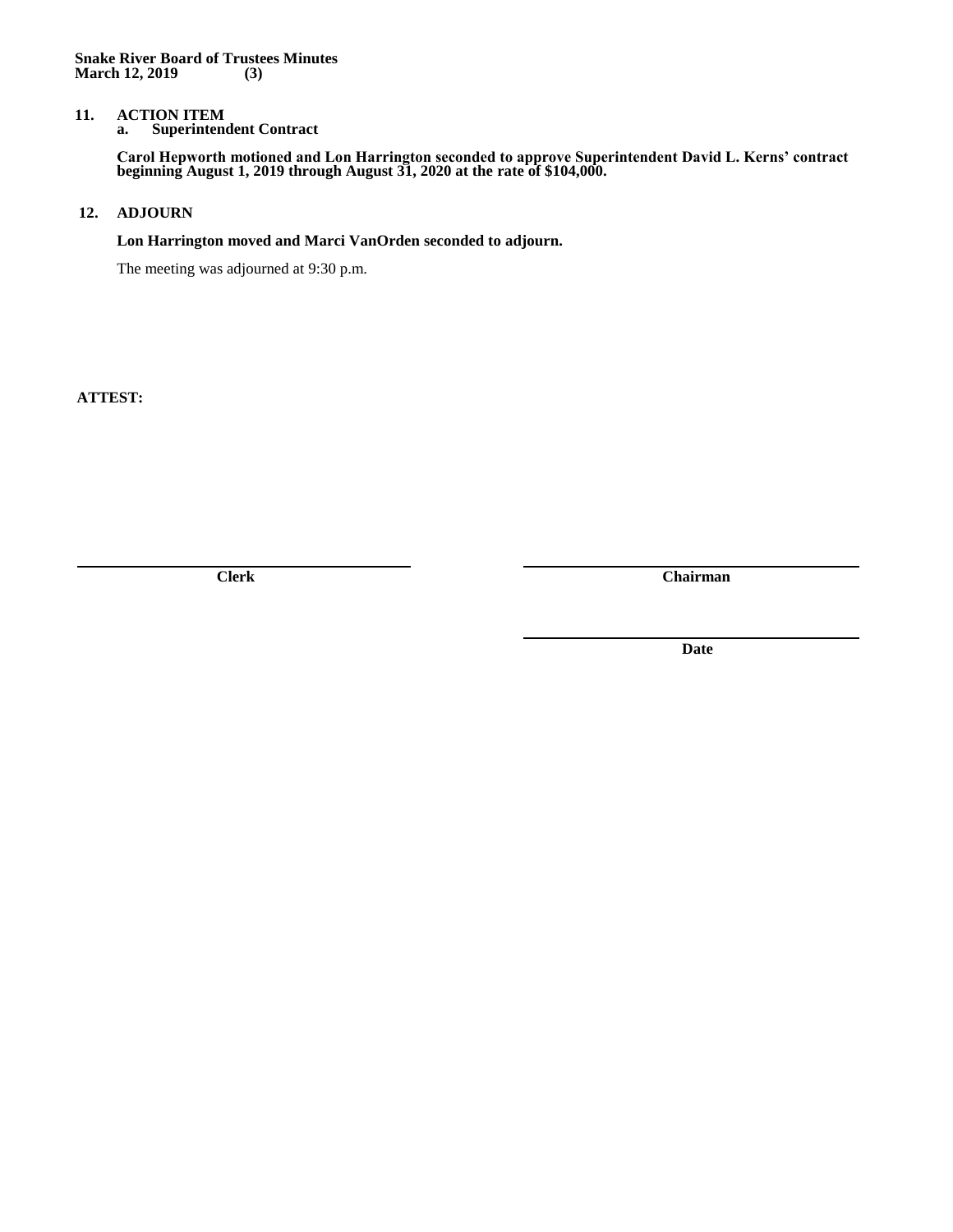**11. ACTION ITEM**

**a. Superintendent Contract**

**Carol Hepworth motioned and Lon Harrington seconded to approve Superintendent David L. Kerns' contract beginning August 1, 2019 through August 31, 2020 at the rate of $104,000.**

**12. ADJOURN**

**Lon Harrington moved and Marci VanOrden seconded to adjourn.**

The meeting was adjourned at 9:30 p.m.

**ATTEST:**

| | |
|---|---|
| ______________________________ | ______________________________ |
| **Clerk** | **Chairman** |
| | ______________________________ |
| | **Date** |